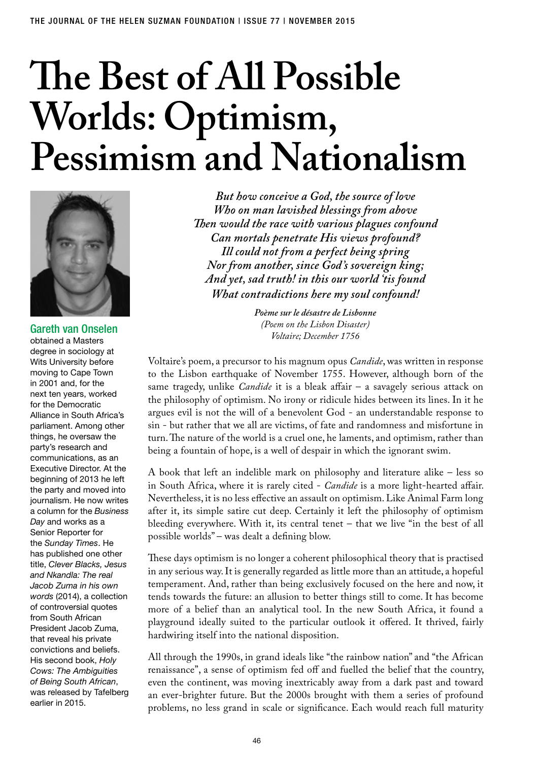# The Best of All Possible Worlds: Optimism, Pessimism and Nationalism

**Gareth van Onselen** obtained a Masters degree in sociology at Wits University before moving to Cape Town in 2001 and, for the next ten years, worked for the Democratic Alliance in South Africa's parliament. Among other things, he oversaw the party's research and communications, as an Executive Director. At the beginning of 2013 he left the party and moved into journalism. He now writes a column for the *Business Day* and works as a Senior Reporter for the *Sunday Times*. He has published one other title, *Clever Blacks, Jesus and Nkandla: The real Jacob Zuma in his own words* (2014), a collection of controversial quotes from South African President Jacob Zuma, that reveal his private convictions and beliefs. His second book, *Holy Cows: The Ambiguities of Being South African*, was released by Tafelberg earlier in 2015.

*But how conceive a God, the source of love*
*Who on man lavished blessings from above*
*Then would the race with various plagues confound*
*Can mortals penetrate His views profound?*
*Ill could not from a perfect being spring*
*Nor from another, since God's sovereign king;*
*And yet, sad truth! in this our world 'tis found*
*What contradictions here my soul confound!*

***Poème sur le désastre de Lisbonne***
*(Poem on the Lisbon Disaster)*
*Voltaire; December 1756*

Voltaire's poem, a precursor to his magnum opus *Candide*, was written in response to the Lisbon earthquake of November 1755. However, although born of the same tragedy, unlike *Candide* it is a bleak affair – a savagely serious attack on the philosophy of optimism. No irony or ridicule hides between its lines. In it he argues evil is not the will of a benevolent God - an understandable response to sin - but rather that we all are victims, of fate and randomness and misfortune in turn. The nature of the world is a cruel one, he laments, and optimism, rather than being a fountain of hope, is a well of despair in which the ignorant swim.

A book that left an indelible mark on philosophy and literature alike – less so in South Africa, where it is rarely cited - *Candide* is a more light-hearted affair. Nevertheless, it is no less effective an assault on optimism. Like Animal Farm long after it, its simple satire cut deep. Certainly it left the philosophy of optimism bleeding everywhere. With it, its central tenet – that we live "in the best of all possible worlds" – was dealt a defining blow.

These days optimism is no longer a coherent philosophical theory that is practised in any serious way. It is generally regarded as little more than an attitude, a hopeful temperament. And, rather than being exclusively focused on the here and now, it tends towards the future: an allusion to better things still to come. It has become more of a belief than an analytical tool. In the new South Africa, it found a playground ideally suited to the particular outlook it offered. It thrived, fairly hardwiring itself into the national disposition.

All through the 1990s, in grand ideals like "the rainbow nation" and "the African renaissance", a sense of optimism fed off and fuelled the belief that the country, even the continent, was moving inextricably away from a dark past and toward an ever-brighter future. But the 2000s brought with them a series of profound problems, no less grand in scale or significance. Each would reach full maturity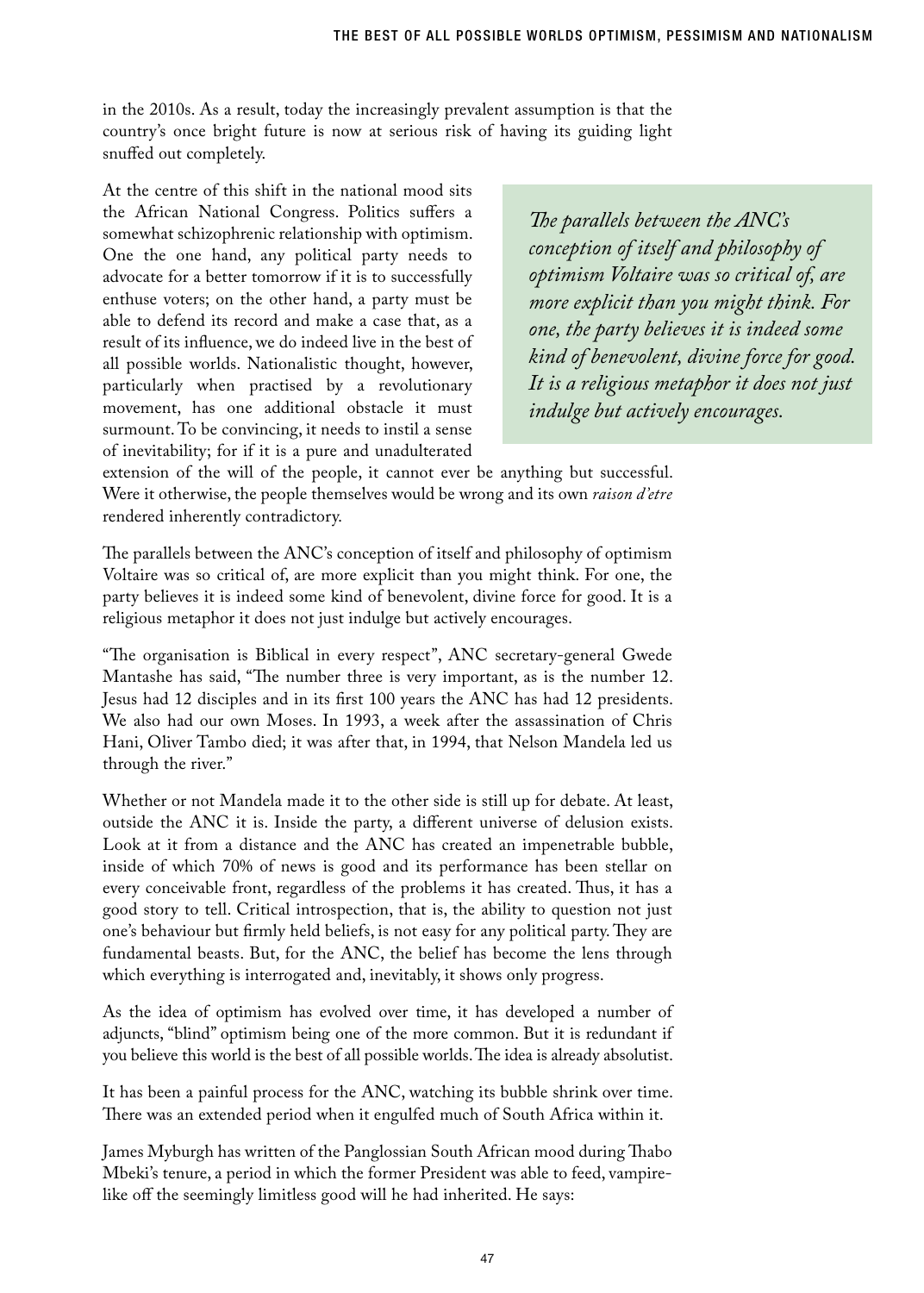in the 2010s. As a result, today the increasingly prevalent assumption is that the country's once bright future is now at serious risk of having its guiding light snuffed out completely.

At the centre of this shift in the national mood sits the African National Congress. Politics suffers a somewhat schizophrenic relationship with optimism. One the one hand, any political party needs to advocate for a better tomorrow if it is to successfully enthuse voters; on the other hand, a party must be able to defend its record and make a case that, as a result of its influence, we do indeed live in the best of all possible worlds. Nationalistic thought, however, particularly when practised by a revolutionary movement, has one additional obstacle it must surmount. To be convincing, it needs to instil a sense of inevitability; for if it is a pure and unadulterated extension of the will of the people, it cannot ever be anything but successful. Were it otherwise, the people themselves would be wrong and its own *raison d'etre* rendered inherently contradictory.

> *The parallels between the ANC's conception of itself and philosophy of optimism Voltaire was so critical of, are more explicit than you might think. For one, the party believes it is indeed some kind of benevolent, divine force for good. It is a religious metaphor it does not just indulge but actively encourages.*

The parallels between the ANC's conception of itself and philosophy of optimism Voltaire was so critical of, are more explicit than you might think. For one, the party believes it is indeed some kind of benevolent, divine force for good. It is a religious metaphor it does not just indulge but actively encourages.

"The organisation is Biblical in every respect", ANC secretary-general Gwede Mantashe has said, "The number three is very important, as is the number 12. Jesus had 12 disciples and in its first 100 years the ANC has had 12 presidents. We also had our own Moses. In 1993, a week after the assassination of Chris Hani, Oliver Tambo died; it was after that, in 1994, that Nelson Mandela led us through the river."

Whether or not Mandela made it to the other side is still up for debate. At least, outside the ANC it is. Inside the party, a different universe of delusion exists. Look at it from a distance and the ANC has created an impenetrable bubble, inside of which 70% of news is good and its performance has been stellar on every conceivable front, regardless of the problems it has created. Thus, it has a good story to tell. Critical introspection, that is, the ability to question not just one's behaviour but firmly held beliefs, is not easy for any political party. They are fundamental beasts. But, for the ANC, the belief has become the lens through which everything is interrogated and, inevitably, it shows only progress.

As the idea of optimism has evolved over time, it has developed a number of adjuncts, "blind" optimism being one of the more common. But it is redundant if you believe this world is the best of all possible worlds. The idea is already absolutist.

It has been a painful process for the ANC, watching its bubble shrink over time. There was an extended period when it engulfed much of South Africa within it.

James Myburgh has written of the Panglossian South African mood during Thabo Mbeki's tenure, a period in which the former President was able to feed, vampire-like off the seemingly limitless good will he had inherited. He says: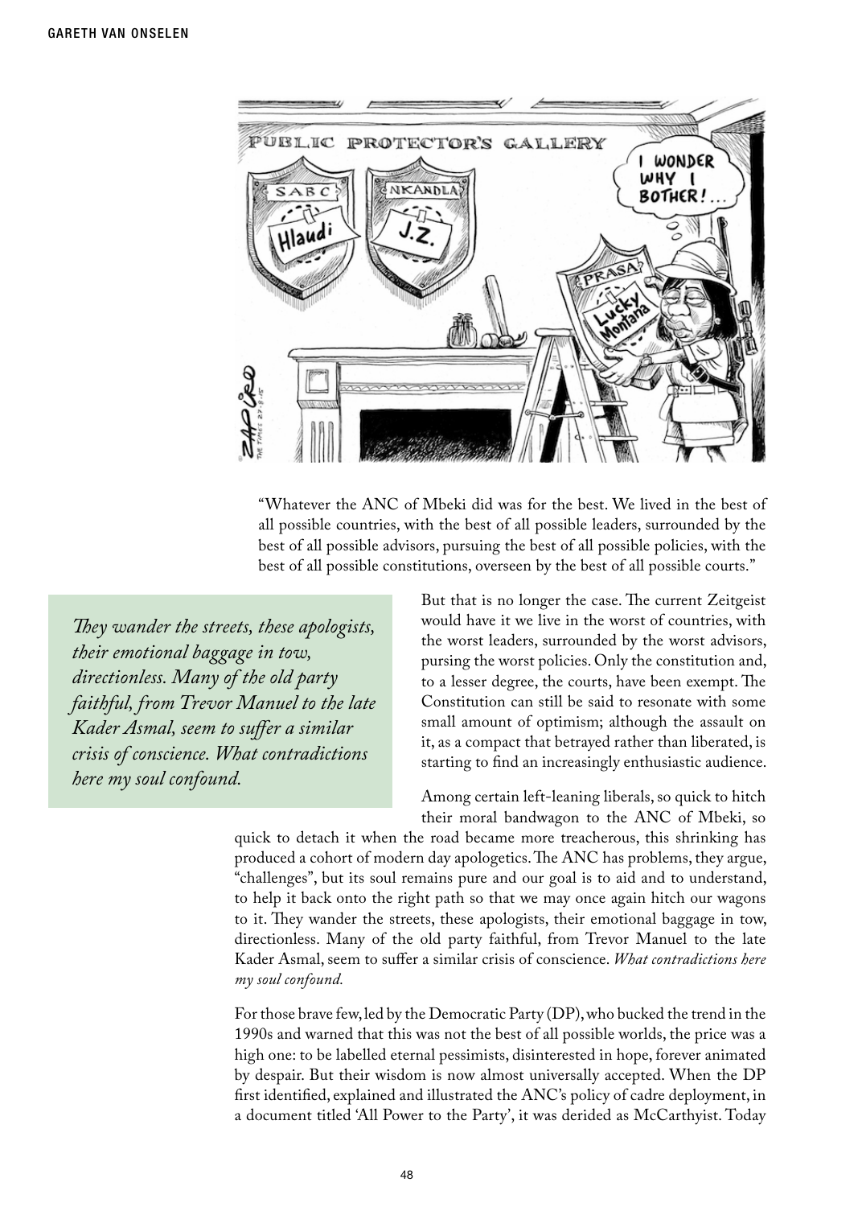"Whatever the ANC of Mbeki did was for the best. We lived in the best of all possible countries, with the best of all possible leaders, surrounded by the best of all possible advisors, pursuing the best of all possible policies, with the best of all possible constitutions, overseen by the best of all possible courts."

> *They wander the streets, these apologists, their emotional baggage in tow, directionless. Many of the old party faithful, from Trevor Manuel to the late Kader Asmal, seem to suffer a similar crisis of conscience. What contradictions here my soul confound.*

But that is no longer the case. The current Zeitgeist would have it we live in the worst of countries, with the worst leaders, surrounded by the worst advisors, pursing the worst policies. Only the constitution and, to a lesser degree, the courts, have been exempt. The Constitution can still be said to resonate with some small amount of optimism; although the assault on it, as a compact that betrayed rather than liberated, is starting to find an increasingly enthusiastic audience.

Among certain left-leaning liberals, so quick to hitch their moral bandwagon to the ANC of Mbeki, so quick to detach it when the road became more treacherous, this shrinking has produced a cohort of modern day apologetics. The ANC has problems, they argue, "challenges", but its soul remains pure and our goal is to aid and to understand, to help it back onto the right path so that we may once again hitch our wagons to it. They wander the streets, these apologists, their emotional baggage in tow, directionless. Many of the old party faithful, from Trevor Manuel to the late Kader Asmal, seem to suffer a similar crisis of conscience. *What contradictions here my soul confound.*

For those brave few, led by the Democratic Party (DP), who bucked the trend in the 1990s and warned that this was not the best of all possible worlds, the price was a high one: to be labelled eternal pessimists, disinterested in hope, forever animated by despair. But their wisdom is now almost universally accepted. When the DP first identified, explained and illustrated the ANC's policy of cadre deployment, in a document titled 'All Power to the Party', it was derided as McCarthyist. Today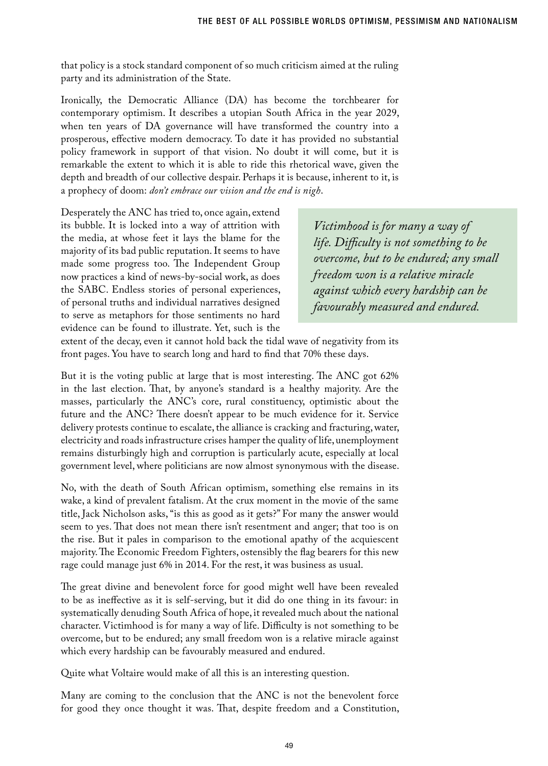that policy is a stock standard component of so much criticism aimed at the ruling party and its administration of the State.

Ironically, the Democratic Alliance (DA) has become the torchbearer for contemporary optimism. It describes a utopian South Africa in the year 2029, when ten years of DA governance will have transformed the country into a prosperous, effective modern democracy. To date it has provided no substantial policy framework in support of that vision. No doubt it will come, but it is remarkable the extent to which it is able to ride this rhetorical wave, given the depth and breadth of our collective despair. Perhaps it is because, inherent to it, is a prophecy of doom: *don't embrace our vision and the end is nigh*.

Desperately the ANC has tried to, once again, extend its bubble. It is locked into a way of attrition with the media, at whose feet it lays the blame for the majority of its bad public reputation. It seems to have made some progress too. The Independent Group now practices a kind of news-by-social work, as does the SABC. Endless stories of personal experiences, of personal truths and individual narratives designed to serve as metaphors for those sentiments no hard evidence can be found to illustrate. Yet, such is the extent of the decay, even it cannot hold back the tidal wave of negativity from its front pages. You have to search long and hard to find that 70% these days.

> *Victimhood is for many a way of life. Difficulty is not something to be overcome, but to be endured; any small freedom won is a relative miracle against which every hardship can be favourably measured and endured.*

But it is the voting public at large that is most interesting. The ANC got 62% in the last election. That, by anyone's standard is a healthy majority. Are the masses, particularly the ANC's core, rural constituency, optimistic about the future and the ANC? There doesn't appear to be much evidence for it. Service delivery protests continue to escalate, the alliance is cracking and fracturing, water, electricity and roads infrastructure crises hamper the quality of life, unemployment remains disturbingly high and corruption is particularly acute, especially at local government level, where politicians are now almost synonymous with the disease.

No, with the death of South African optimism, something else remains in its wake, a kind of prevalent fatalism. At the crux moment in the movie of the same title, Jack Nicholson asks, "is this as good as it gets?" For many the answer would seem to yes. That does not mean there isn't resentment and anger; that too is on the rise. But it pales in comparison to the emotional apathy of the acquiescent majority. The Economic Freedom Fighters, ostensibly the flag bearers for this new rage could manage just 6% in 2014. For the rest, it was business as usual.

The great divine and benevolent force for good might well have been revealed to be as ineffective as it is self-serving, but it did do one thing in its favour: in systematically denuding South Africa of hope, it revealed much about the national character. Victimhood is for many a way of life. Difficulty is not something to be overcome, but to be endured; any small freedom won is a relative miracle against which every hardship can be favourably measured and endured.

Quite what Voltaire would make of all this is an interesting question.

Many are coming to the conclusion that the ANC is not the benevolent force for good they once thought it was. That, despite freedom and a Constitution,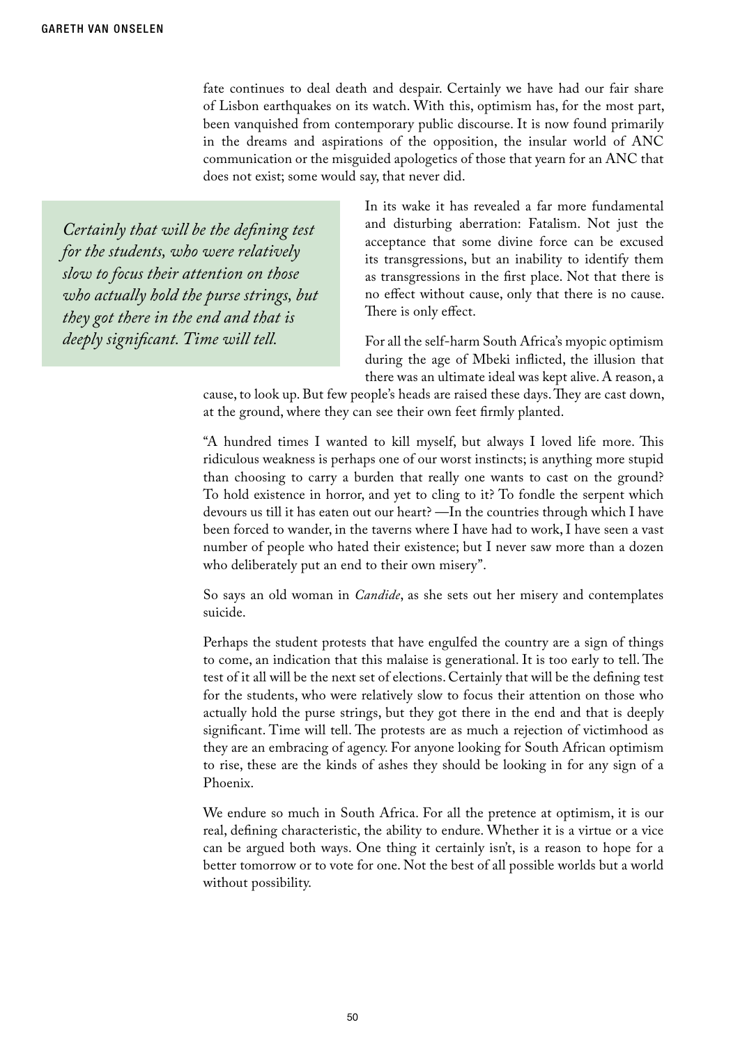fate continues to deal death and despair. Certainly we have had our fair share of Lisbon earthquakes on its watch. With this, optimism has, for the most part, been vanquished from contemporary public discourse. It is now found primarily in the dreams and aspirations of the opposition, the insular world of ANC communication or the misguided apologetics of those that yearn for an ANC that does not exist; some would say, that never did.

> *Certainly that will be the defining test for the students, who were relatively slow to focus their attention on those who actually hold the purse strings, but they got there in the end and that is deeply significant. Time will tell.*

In its wake it has revealed a far more fundamental and disturbing aberration: Fatalism. Not just the acceptance that some divine force can be excused its transgressions, but an inability to identify them as transgressions in the first place. Not that there is no effect without cause, only that there is no cause. There is only effect.

For all the self-harm South Africa's myopic optimism during the age of Mbeki inflicted, the illusion that there was an ultimate ideal was kept alive. A reason, a cause, to look up. But few people's heads are raised these days. They are cast down, at the ground, where they can see their own feet firmly planted.

"A hundred times I wanted to kill myself, but always I loved life more. This ridiculous weakness is perhaps one of our worst instincts; is anything more stupid than choosing to carry a burden that really one wants to cast on the ground? To hold existence in horror, and yet to cling to it? To fondle the serpent which devours us till it has eaten out our heart? —In the countries through which I have been forced to wander, in the taverns where I have had to work, I have seen a vast number of people who hated their existence; but I never saw more than a dozen who deliberately put an end to their own misery".

So says an old woman in *Candide*, as she sets out her misery and contemplates suicide.

Perhaps the student protests that have engulfed the country are a sign of things to come, an indication that this malaise is generational. It is too early to tell. The test of it all will be the next set of elections. Certainly that will be the defining test for the students, who were relatively slow to focus their attention on those who actually hold the purse strings, but they got there in the end and that is deeply significant. Time will tell. The protests are as much a rejection of victimhood as they are an embracing of agency. For anyone looking for South African optimism to rise, these are the kinds of ashes they should be looking in for any sign of a Phoenix.

We endure so much in South Africa. For all the pretence at optimism, it is our real, defining characteristic, the ability to endure. Whether it is a virtue or a vice can be argued both ways. One thing it certainly isn't, is a reason to hope for a better tomorrow or to vote for one. Not the best of all possible worlds but a world without possibility.